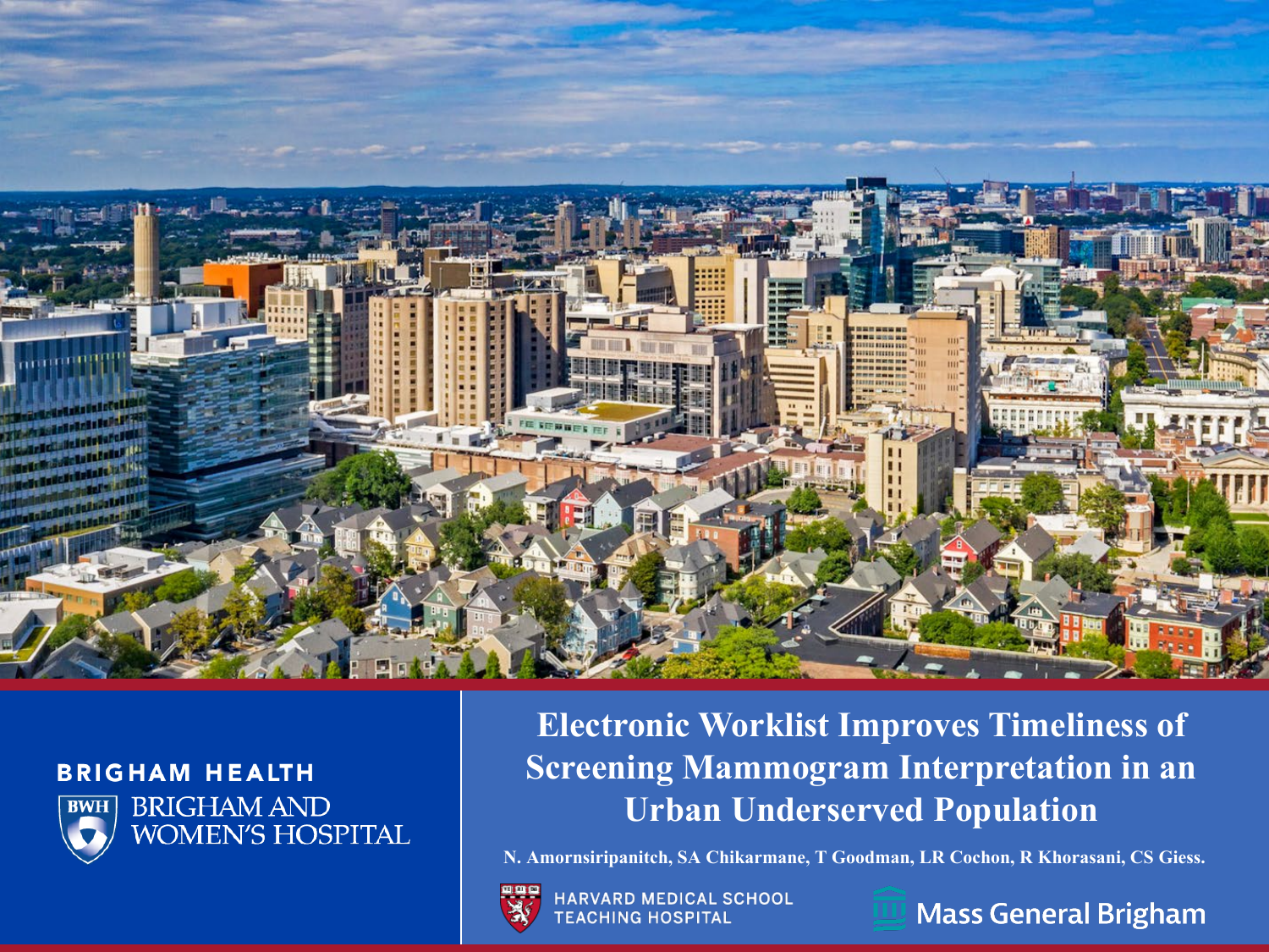BRIGHAM HEALTH

BRIGHAM AND WOMEN'S HOSPITAL

# Electronic Worklist Improves Timeliness of Screening Mammogram Interpretation in an Urban Underserved Population

**N. Amornsiripanitch, SA Chikarmane, T Goodman, LR Cochon, R Khorasani, CS Giess.**

HARVARD MEDICAL SCHOOL TEACHING HOSPITAL

Mass General Brigham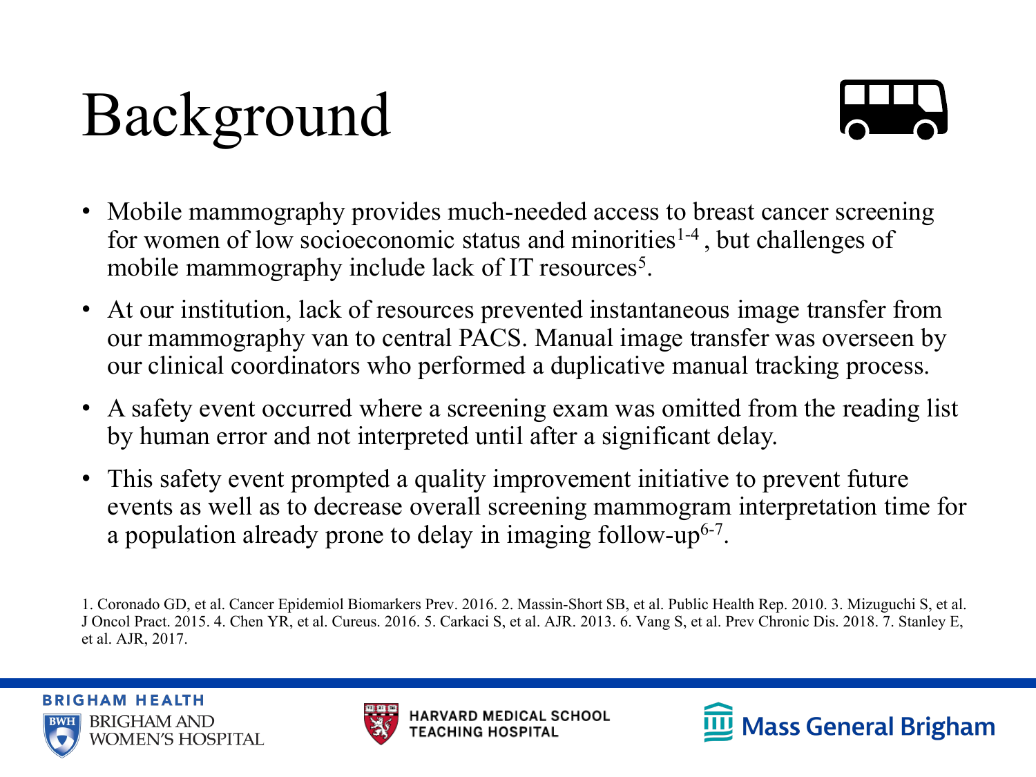# Background

- Mobile mammography provides much-needed access to breast cancer screening for women of low socioeconomic status and minorities[1-4] , but challenges of mobile mammography include lack of IT resources[5].
- At our institution, lack of resources prevented instantaneous image transfer from our mammography van to central PACS. Manual image transfer was overseen by our clinical coordinators who performed a duplicative manual tracking process.
- A safety event occurred where a screening exam was omitted from the reading list by human error and not interpreted until after a significant delay.
- This safety event prompted a quality improvement initiative to prevent future events as well as to decrease overall screening mammogram interpretation time for a population already prone to delay in imaging follow-up[6-7].

1. Coronado GD, et al. Cancer Epidemiol Biomarkers Prev. 2016. 2. Massin-Short SB, et al. Public Health Rep. 2010. 3. Mizuguchi S, et al. J Oncol Pract. 2015. 4. Chen YR, et al. Cureus. 2016. 5. Carkaci S, et al. AJR. 2013. 6. Vang S, et al. Prev Chronic Dis. 2018. 7. Stanley E, et al. AJR, 2017.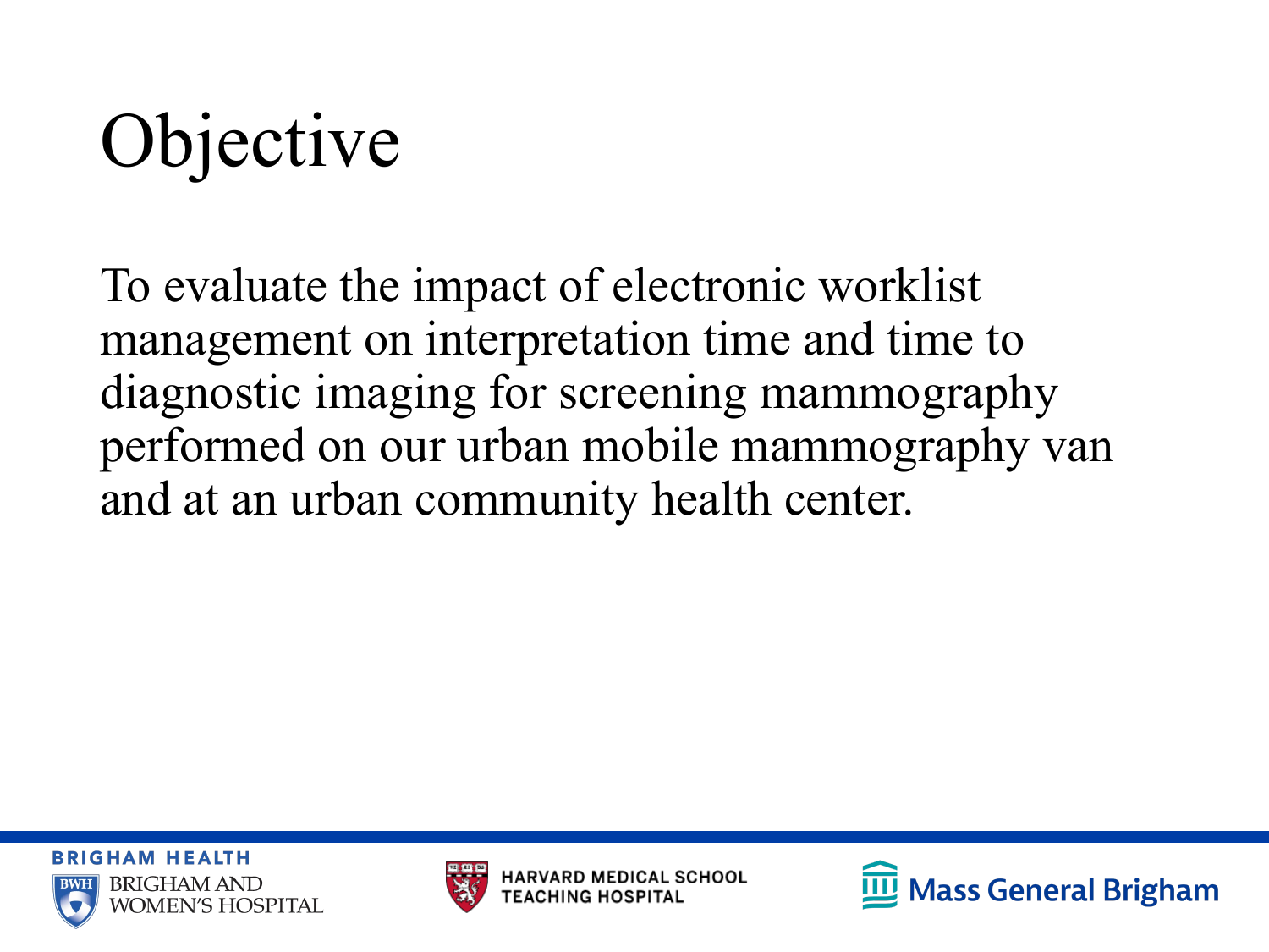# Objective

To evaluate the impact of electronic worklist management on interpretation time and time to diagnostic imaging for screening mammography performed on our urban mobile mammography van and at an urban community health center.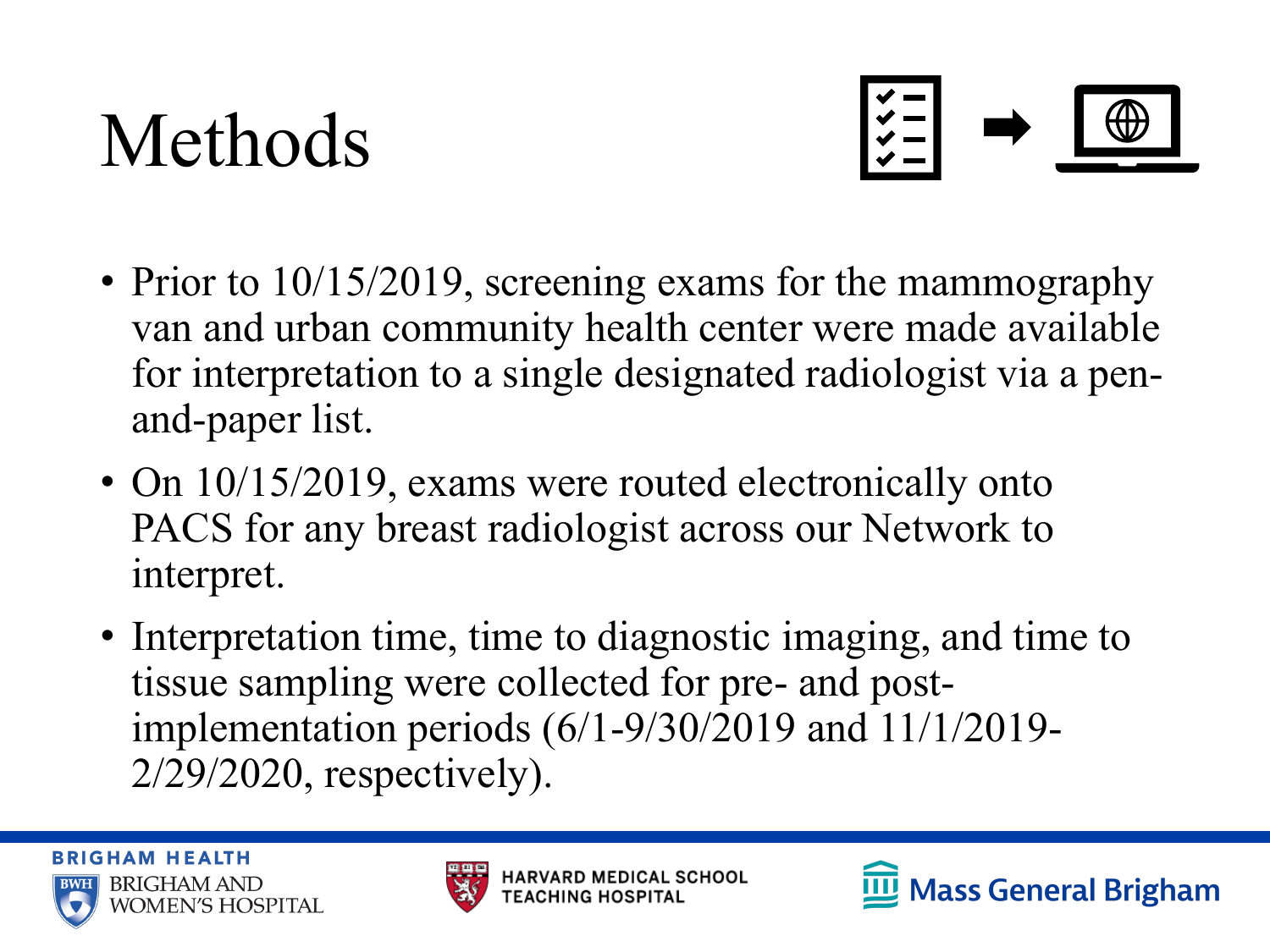# Methods

- Prior to 10/15/2019, screening exams for the mammography van and urban community health center were made available for interpretation to a single designated radiologist via a pen-and-paper list.
- On 10/15/2019, exams were routed electronically onto PACS for any breast radiologist across our Network to interpret.
- Interpretation time, time to diagnostic imaging, and time to tissue sampling were collected for pre- and post-implementation periods (6/1-9/30/2019 and 11/1/2019-2/29/2020, respectively).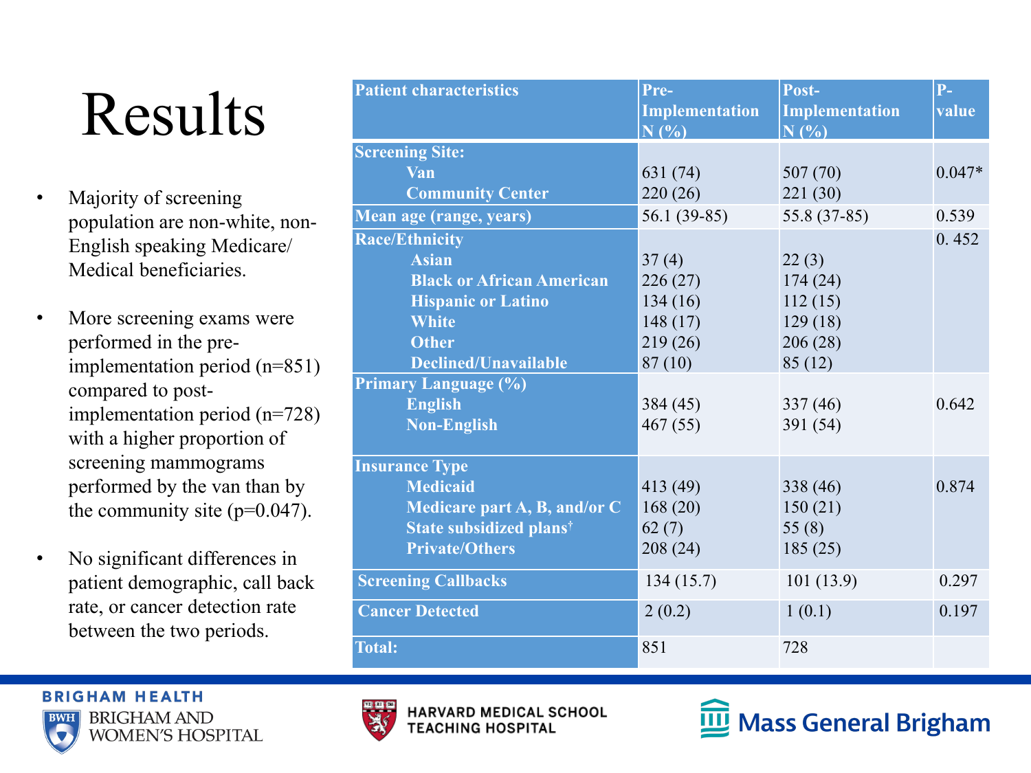# Results

- Majority of screening population are non-white, non-English speaking Medicare/ Medical beneficiaries.
- More screening exams were performed in the pre-implementation period (n=851) compared to post-implementation period (n=728) with a higher proportion of screening mammograms performed by the van than by the community site (p=0.047).
- No significant differences in patient demographic, call back rate, or cancer detection rate between the two periods.

| Patient characteristics | Pre-Implementation N (%) | Post-Implementation N (%) | P-value |
|---|---|---|---|
| **Screening Site:** | | | |
| Van | 631 (74) | 507 (70) | 0.047* |
| Community Center | 220 (26) | 221 (30) | |
| **Mean age (range, years)** | 56.1 (39-85) | 55.8 (37-85) | 0.539 |
| **Race/Ethnicity** | | | 0. 452 |
| Asian | 37 (4) | 22 (3) | |
| Black or African American | 226 (27) | 174 (24) | |
| Hispanic or Latino | 134 (16) | 112 (15) | |
| White | 148 (17) | 129 (18) | |
| Other | 219 (26) | 206 (28) | |
| Declined/Unavailable | 87 (10) | 85 (12) | |
| **Primary Language (%)** | | | |
| English | 384 (45) | 337 (46) | 0.642 |
| Non-English | 467 (55) | 391 (54) | |
| **Insurance Type** | | | |
| Medicaid | 413 (49) | 338 (46) | 0.874 |
| Medicare part A, B, and/or C | 168 (20) | 150 (21) | |
| State subsidized plans† | 62 (7) | 55 (8) | |
| Private/Others | 208 (24) | 185 (25) | |
| **Screening Callbacks** | 134 (15.7) | 101 (13.9) | 0.297 |
| **Cancer Detected** | 2 (0.2) | 1 (0.1) | 0.197 |
| **Total:** | 851 | 728 | |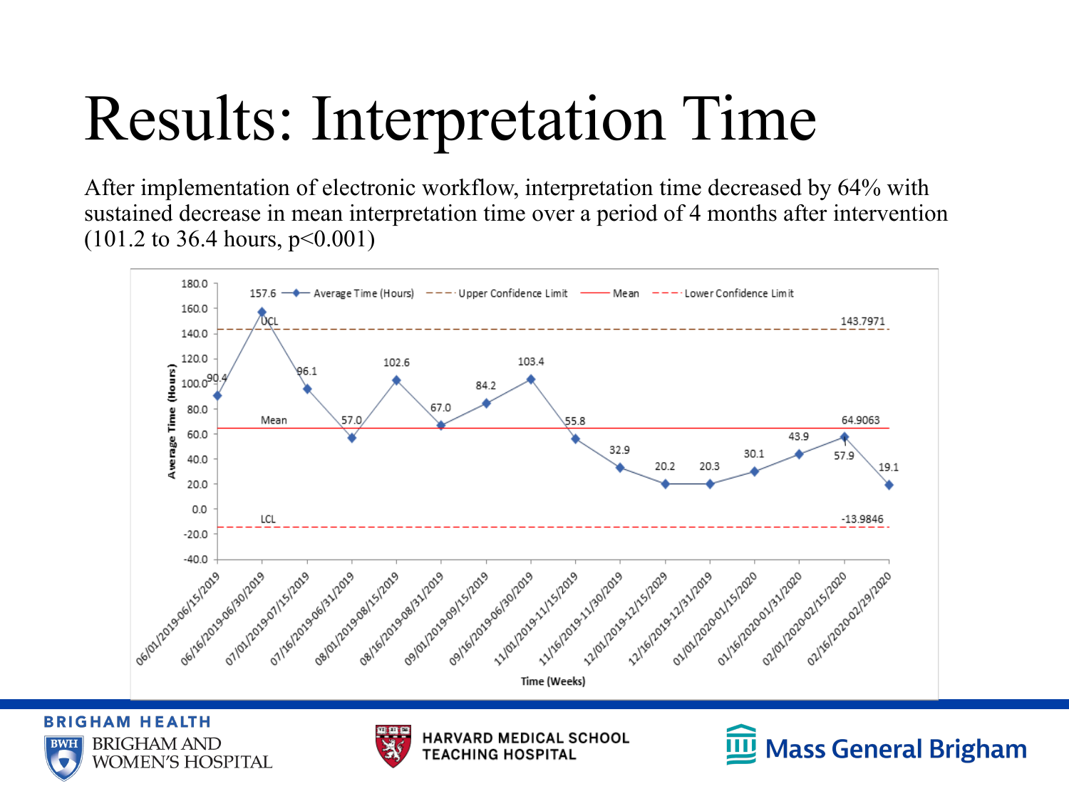# Results: Interpretation Time

After implementation of electronic workflow, interpretation time decreased by 64% with sustained decrease in mean interpretation time over a period of 4 months after intervention (101.2 to 36.4 hours, p<0.001)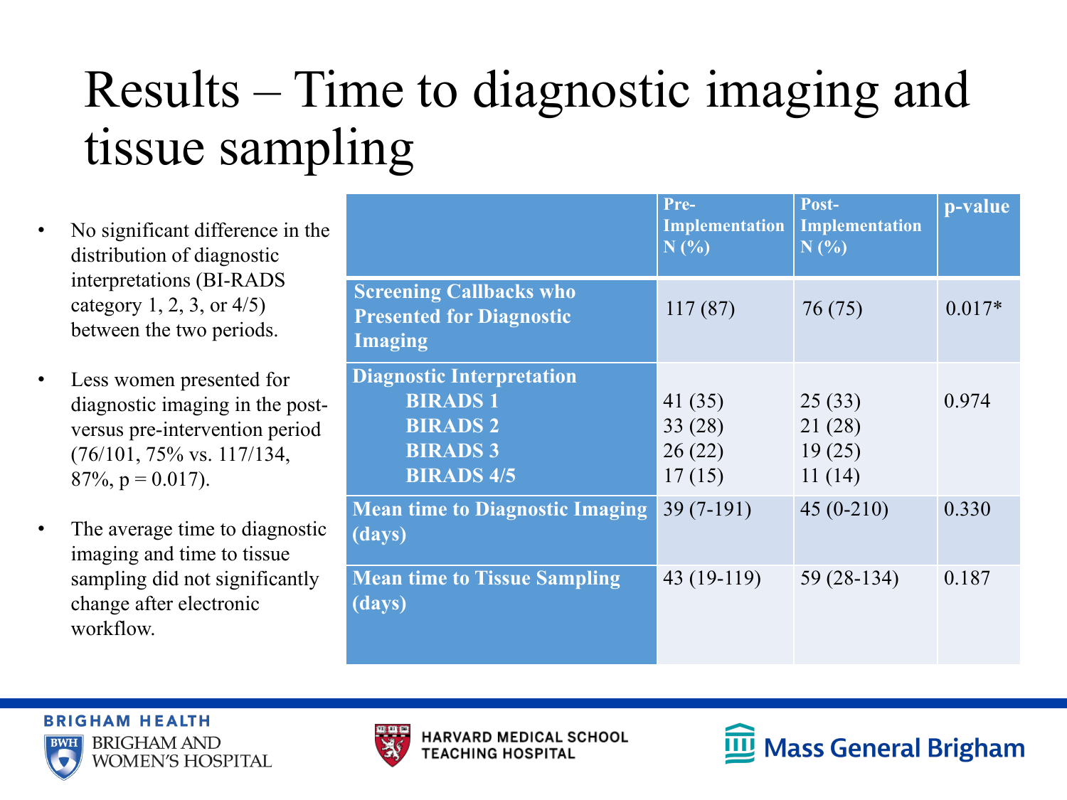# Results – Time to diagnostic imaging and tissue sampling

- No significant difference in the distribution of diagnostic interpretations (BI-RADS category 1, 2, 3, or 4/5) between the two periods.
- Less women presented for diagnostic imaging in the post- versus pre-intervention period (76/101, 75% vs. 117/134, 87%, p = 0.017).
- The average time to diagnostic imaging and time to tissue sampling did not significantly change after electronic workflow.

| | Pre-Implementation N (%) | Post-Implementation N (%) | p-value |
|---|---|---|---|
| **Screening Callbacks who Presented for Diagnostic Imaging** | 117 (87) | 76 (75) | 0.017* |
| **Diagnostic Interpretation** | | | 0.974 |
| **BIRADS 1** | 41 (35) | 25 (33) | |
| **BIRADS 2** | 33 (28) | 21 (28) | |
| **BIRADS 3** | 26 (22) | 19 (25) | |
| **BIRADS 4/5** | 17 (15) | 11 (14) | |
| **Mean time to Diagnostic Imaging (days)** | 39 (7-191) | 45 (0-210) | 0.330 |
| **Mean time to Tissue Sampling (days)** | 43 (19-119) | 59 (28-134) | 0.187 |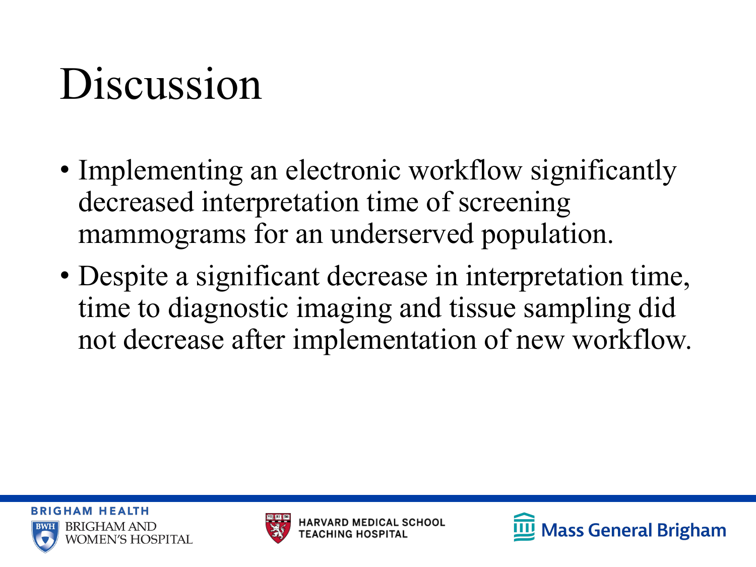# Discussion

- Implementing an electronic workflow significantly decreased interpretation time of screening mammograms for an underserved population.
- Despite a significant decrease in interpretation time, time to diagnostic imaging and tissue sampling did not decrease after implementation of new workflow.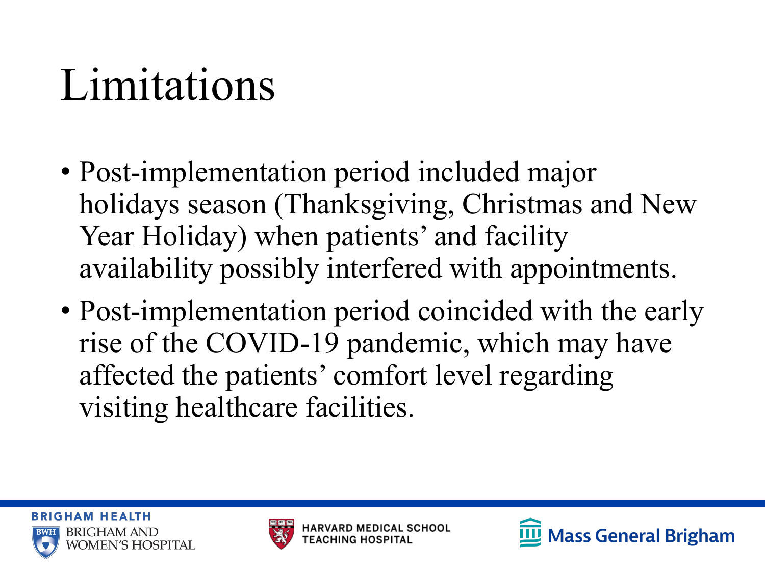# Limitations

- Post-implementation period included major holidays season (Thanksgiving, Christmas and New Year Holiday) when patients' and facility availability possibly interfered with appointments.
- Post-implementation period coincided with the early rise of the COVID-19 pandemic, which may have affected the patients' comfort level regarding visiting healthcare facilities.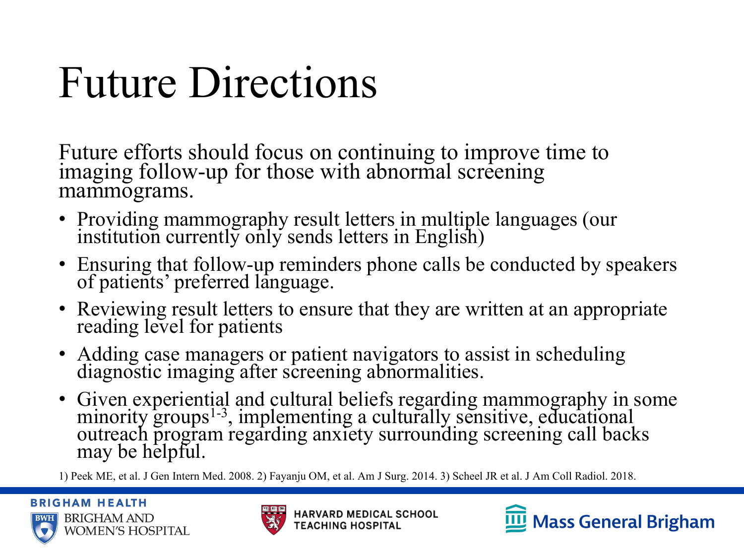# Future Directions

Future efforts should focus on continuing to improve time to imaging follow-up for those with abnormal screening mammograms.

- Providing mammography result letters in multiple languages (our institution currently only sends letters in English)
- Ensuring that follow-up reminders phone calls be conducted by speakers of patients' preferred language.
- Reviewing result letters to ensure that they are written at an appropriate reading level for patients
- Adding case managers or patient navigators to assist in scheduling diagnostic imaging after screening abnormalities.
- Given experiential and cultural beliefs regarding mammography in some minority groups[1-3], implementing a culturally sensitive, educational outreach program regarding anxiety surrounding screening call backs may be helpful.

1) Peek ME, et al. J Gen Intern Med. 2008. 2) Fayanju OM, et al. Am J Surg. 2014. 3) Scheel JR et al. J Am Coll Radiol. 2018.